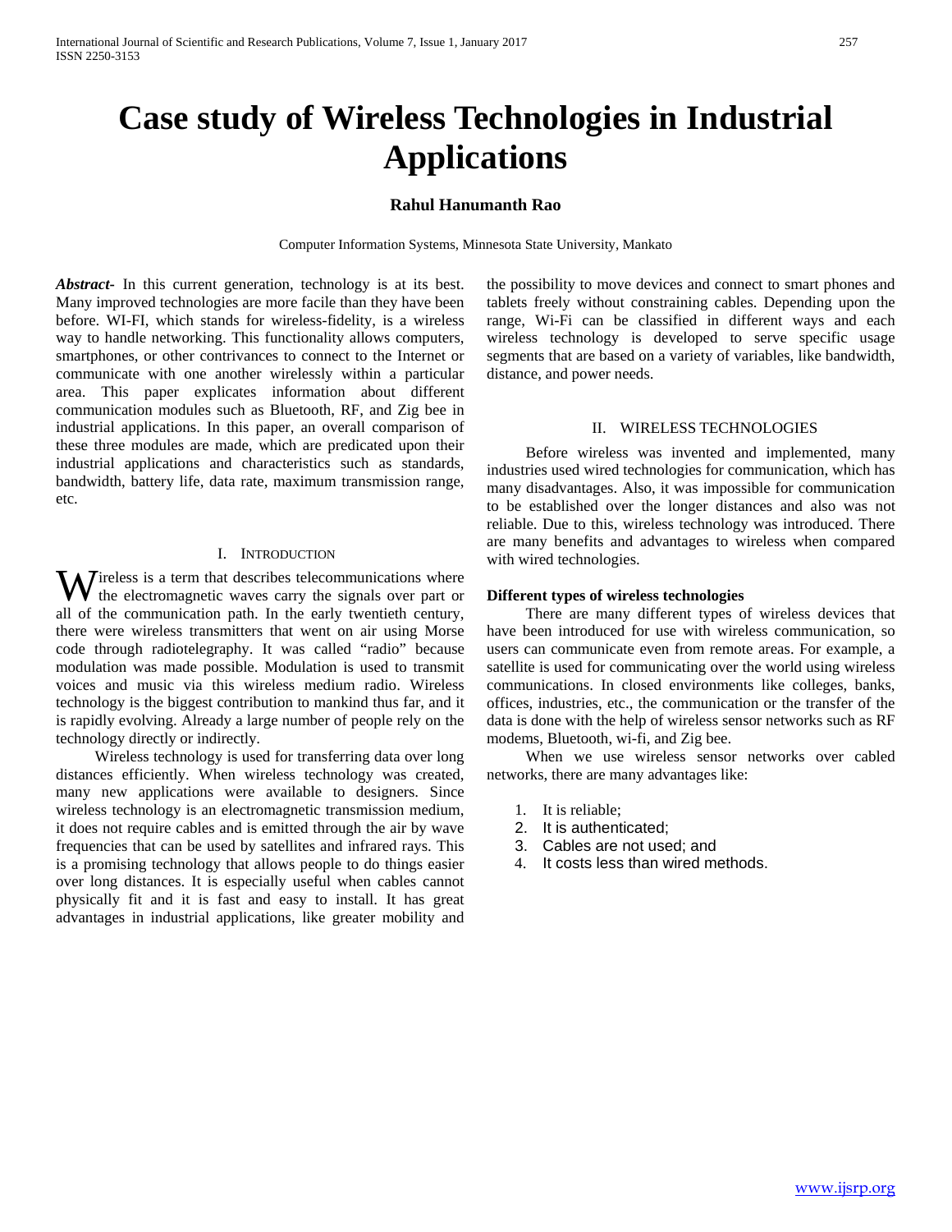# Case study of Wireless Technologies in Industrial Applications

**Rahul Hanumanth Rao**

Computer Information Systems, Minnesota State University, Mankato

***Abstract***- In this current generation, technology is at its best. Many improved technologies are more facile than they have been before. WI-FI, which stands for wireless-fidelity, is a wireless way to handle networking. This functionality allows computers, smartphones, or other contrivances to connect to the Internet or communicate with one another wirelessly within a particular area. This paper explicates information about different communication modules such as Bluetooth, RF, and Zig bee in industrial applications. In this paper, an overall comparison of these three modules are made, which are predicated upon their industrial applications and characteristics such as standards, bandwidth, battery life, data rate, maximum transmission range, etc.

## I. Introduction

Wireless is a term that describes telecommunications where the electromagnetic waves carry the signals over part or all of the communication path. In the early twentieth century, there were wireless transmitters that went on air using Morse code through radiotelegraphy. It was called "radio" because modulation was made possible. Modulation is used to transmit voices and music via this wireless medium radio. Wireless technology is the biggest contribution to mankind thus far, and it is rapidly evolving. Already a large number of people rely on the technology directly or indirectly.

Wireless technology is used for transferring data over long distances efficiently. When wireless technology was created, many new applications were available to designers. Since wireless technology is an electromagnetic transmission medium, it does not require cables and is emitted through the air by wave frequencies that can be used by satellites and infrared rays. This is a promising technology that allows people to do things easier over long distances. It is especially useful when cables cannot physically fit and it is fast and easy to install. It has great advantages in industrial applications, like greater mobility and the possibility to move devices and connect to smart phones and tablets freely without constraining cables. Depending upon the range, Wi-Fi can be classified in different ways and each wireless technology is developed to serve specific usage segments that are based on a variety of variables, like bandwidth, distance, and power needs.

## II. Wireless Technologies

Before wireless was invented and implemented, many industries used wired technologies for communication, which has many disadvantages. Also, it was impossible for communication to be established over the longer distances and also was not reliable. Due to this, wireless technology was introduced. There are many benefits and advantages to wireless when compared with wired technologies.

**Different types of wireless technologies**

There are many different types of wireless devices that have been introduced for use with wireless communication, so users can communicate even from remote areas. For example, a satellite is used for communicating over the world using wireless communications. In closed environments like colleges, banks, offices, industries, etc., the communication or the transfer of the data is done with the help of wireless sensor networks such as RF modems, Bluetooth, wi-fi, and Zig bee.

When we use wireless sensor networks over cabled networks, there are many advantages like:

1. It is reliable;
2. It is authenticated;
3. Cables are not used; and
4. It costs less than wired methods.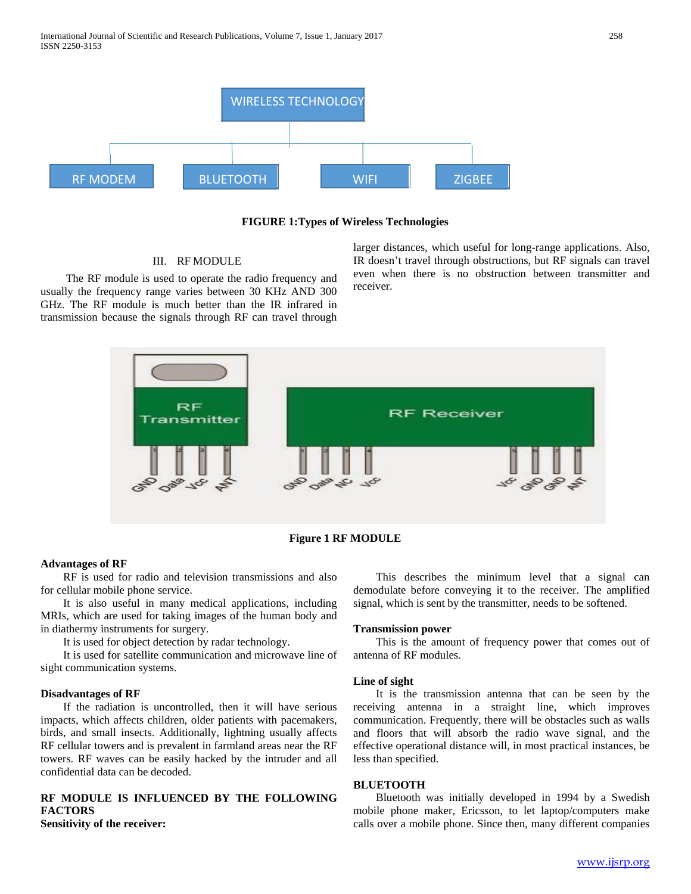FIGURE 1:Types of Wireless Technologies

## III. RF MODULE

The RF module is used to operate the radio frequency and usually the frequency range varies between 30 KHz AND 300 GHz. The RF module is much better than the IR infrared in transmission because the signals through RF can travel through larger distances, which useful for long-range applications. Also, IR doesn't travel through obstructions, but RF signals can travel even when there is no obstruction between transmitter and receiver.

Figure 1 RF MODULE

**Advantages of RF**

RF is used for radio and television transmissions and also for cellular mobile phone service.

It is also useful in many medical applications, including MRIs, which are used for taking images of the human body and in diathermy instruments for surgery.

It is used for object detection by radar technology.

It is used for satellite communication and microwave line of sight communication systems.

**Disadvantages of RF**

If the radiation is uncontrolled, then it will have serious impacts, which affects children, older patients with pacemakers, birds, and small insects. Additionally, lightning usually affects RF cellular towers and is prevalent in farmland areas near the RF towers. RF waves can be easily hacked by the intruder and all confidential data can be decoded.

**RF MODULE IS INFLUENCED BY THE FOLLOWING FACTORS**

**Sensitivity of the receiver:**

This describes the minimum level that a signal can demodulate before conveying it to the receiver. The amplified signal, which is sent by the transmitter, needs to be softened.

**Transmission power**

This is the amount of frequency power that comes out of antenna of RF modules.

**Line of sight**

It is the transmission antenna that can be seen by the receiving antenna in a straight line, which improves communication. Frequently, there will be obstacles such as walls and floors that will absorb the radio wave signal, and the effective operational distance will, in most practical instances, be less than specified.

**BLUETOOTH**

Bluetooth was initially developed in 1994 by a Swedish mobile phone maker, Ericsson, to let laptop/computers make calls over a mobile phone. Since then, many different companies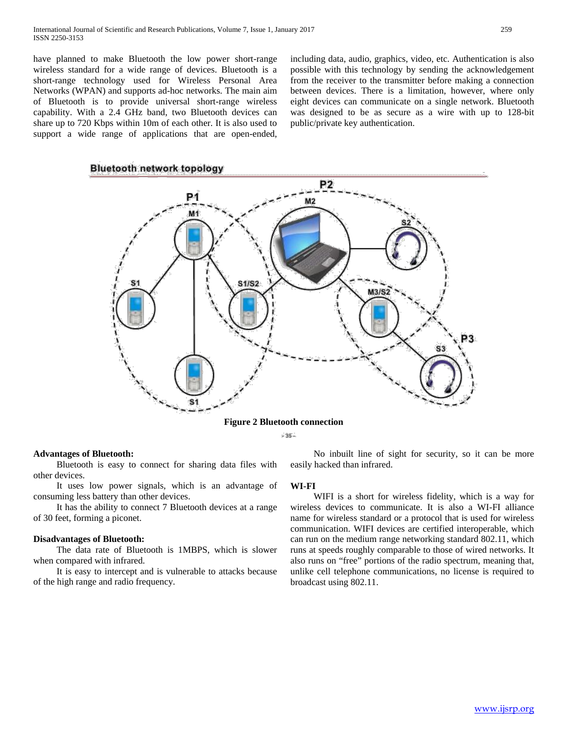have planned to make Bluetooth the low power short-range wireless standard for a wide range of devices. Bluetooth is a short-range technology used for Wireless Personal Area Networks (WPAN) and supports ad-hoc networks. The main aim of Bluetooth is to provide universal short-range wireless capability. With a 2.4 GHz band, two Bluetooth devices can share up to 720 Kbps within 10m of each other. It is also used to support a wide range of applications that are open-ended, including data, audio, graphics, video, etc. Authentication is also possible with this technology by sending the acknowledgement from the receiver to the transmitter before making a connection between devices. There is a limitation, however, where only eight devices can communicate on a single network. Bluetooth was designed to be as secure as a wire with up to 128-bit public/private key authentication.

**Figure 2 Bluetooth connection**

**Advantages of Bluetooth:**

Bluetooth is easy to connect for sharing data files with other devices.

It uses low power signals, which is an advantage of consuming less battery than other devices.

It has the ability to connect 7 Bluetooth devices at a range of 30 feet, forming a piconet.

**Disadvantages of Bluetooth:**

The data rate of Bluetooth is 1MBPS, which is slower when compared with infrared.

It is easy to intercept and is vulnerable to attacks because of the high range and radio frequency.

No inbuilt line of sight for security, so it can be more easily hacked than infrared.

**WI-FI**

WIFI is a short for wireless fidelity, which is a way for wireless devices to communicate. It is also a WI-FI alliance name for wireless standard or a protocol that is used for wireless communication. WIFI devices are certified interoperable, which can run on the medium range networking standard 802.11, which runs at speeds roughly comparable to those of wired networks. It also runs on "free" portions of the radio spectrum, meaning that, unlike cell telephone communications, no license is required to broadcast using 802.11.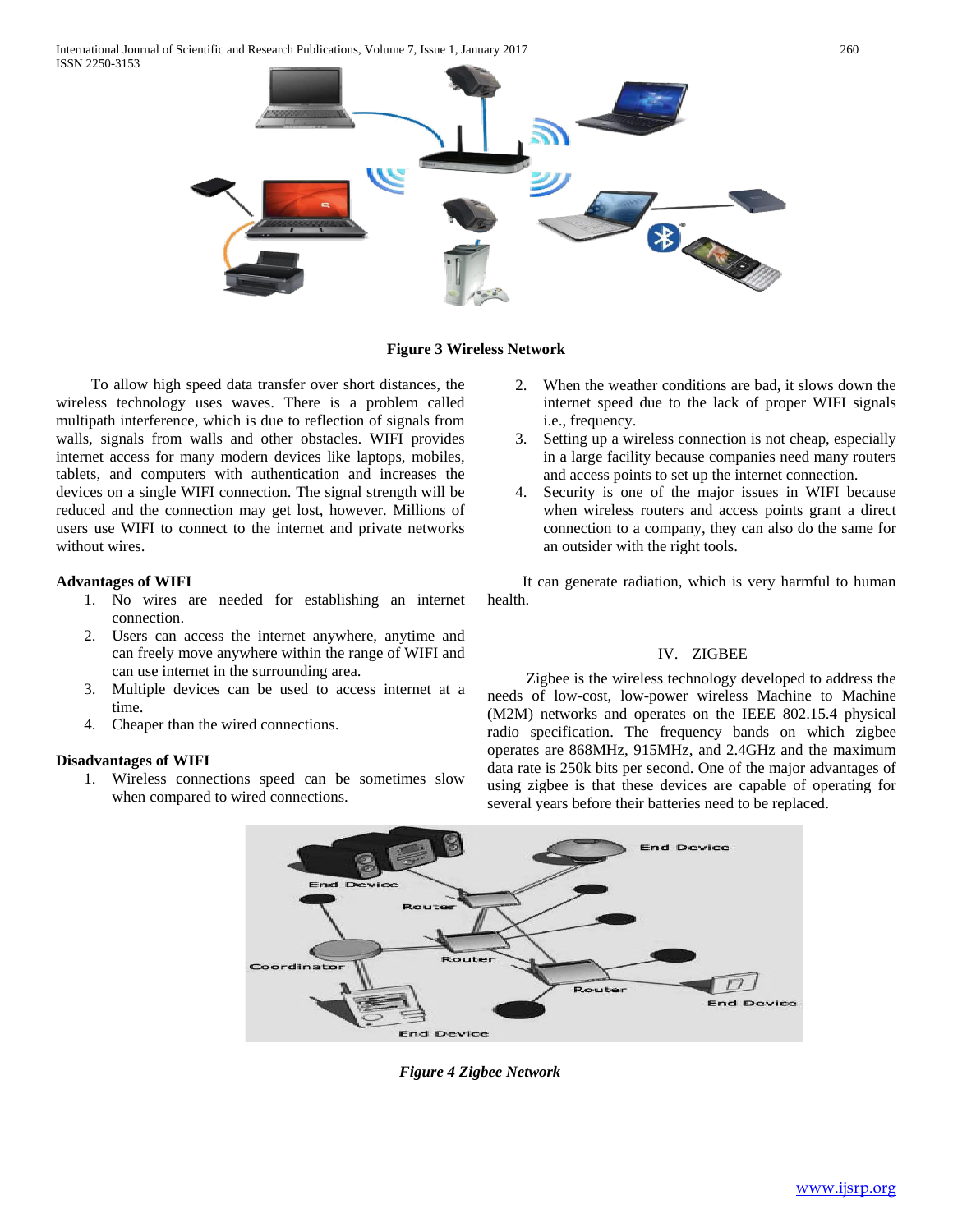**Figure 3 Wireless Network**

To allow high speed data transfer over short distances, the wireless technology uses waves. There is a problem called multipath interference, which is due to reflection of signals from walls, signals from walls and other obstacles. WIFI provides internet access for many modern devices like laptops, mobiles, tablets, and computers with authentication and increases the devices on a single WIFI connection. The signal strength will be reduced and the connection may get lost, however. Millions of users use WIFI to connect to the internet and private networks without wires.

**Advantages of WIFI**

1. No wires are needed for establishing an internet connection.
2. Users can access the internet anywhere, anytime and can freely move anywhere within the range of WIFI and can use internet in the surrounding area.
3. Multiple devices can be used to access internet at a time.
4. Cheaper than the wired connections.

**Disadvantages of WIFI**

1. Wireless connections speed can be sometimes slow when compared to wired connections.
2. When the weather conditions are bad, it slows down the internet speed due to the lack of proper WIFI signals i.e., frequency.
3. Setting up a wireless connection is not cheap, especially in a large facility because companies need many routers and access points to set up the internet connection.
4. Security is one of the major issues in WIFI because when wireless routers and access points grant a direct connection to a company, they can also do the same for an outsider with the right tools.

It can generate radiation, which is very harmful to human health.

## IV. ZIGBEE

Zigbee is the wireless technology developed to address the needs of low-cost, low-power wireless Machine to Machine (M2M) networks and operates on the IEEE 802.15.4 physical radio specification. The frequency bands on which zigbee operates are 868MHz, 915MHz, and 2.4GHz and the maximum data rate is 250k bits per second. One of the major advantages of using zigbee is that these devices are capable of operating for several years before their batteries need to be replaced.

*Figure 4 Zigbee Network*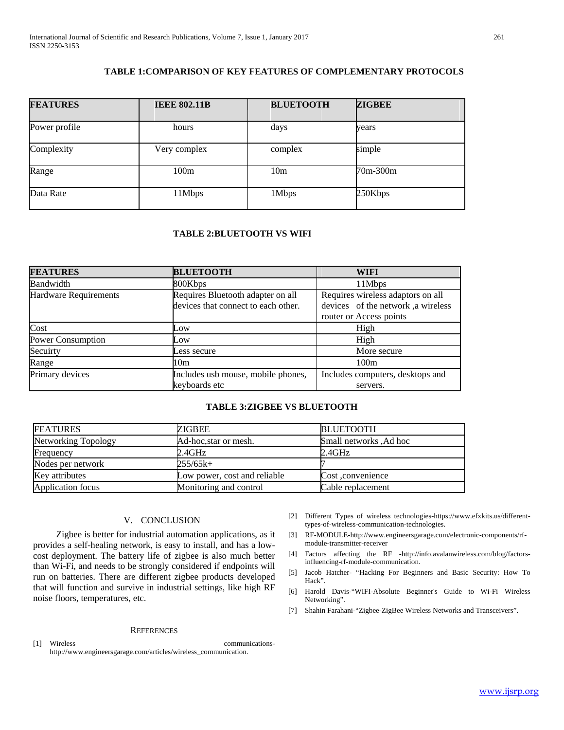**TABLE 1:COMPARISON OF KEY FEATURES OF COMPLEMENTARY PROTOCOLS**

| FEATURES | IEEE 802.11B | BLUETOOTH | ZIGBEE |
|---|---|---|---|
| Power profile | hours | days | years |
| Complexity | Very complex | complex | simple |
| Range | 100m | 10m | 70m-300m |
| Data Rate | 11Mbps | 1Mbps | 250Kbps |

**TABLE 2:BLUETOOTH VS WIFI**

| FEATURES | BLUETOOTH | WIFI |
|---|---|---|
| Bandwidth | 800Kbps | 11Mbps |
| Hardware Requirements | Requires Bluetooth adapter on all devices that connect to each other. | Requires wireless adaptors on all devices of the network ,a wireless router or Access points |
| Cost | Low | High |
| Power Consumption | Low | High |
| Secuirty | Less secure | More secure |
| Range | 10m | 100m |
| Primary devices | Includes usb mouse, mobile phones, keyboards etc | Includes computers, desktops and servers. |

**TABLE 3:ZIGBEE VS BLUETOOTH**

| FEATURES | ZIGBEE | BLUETOOTH |
|---|---|---|
| Networking Topology | Ad-hoc,star or mesh. | Small networks ,Ad hoc |
| Frequency | 2.4GHz | 2.4GHz |
| Nodes per network | 255/65k+ | 7 |
| Key attributes | Low power, cost and reliable | Cost ,convenience |
| Application focus | Monitoring and control | Cable replacement |

## V. CONCLUSION

Zigbee is better for industrial automation applications, as it provides a self-healing network, is easy to install, and has a low-cost deployment. The battery life of zigbee is also much better than Wi-Fi, and needs to be strongly considered if endpoints will run on batteries. There are different zigbee products developed that will function and survive in industrial settings, like high RF noise floors, temperatures, etc.

## REFERENCES

[1] Wireless communications-http://www.engineersgarage.com/articles/wireless_communication.

[2] Different Types of wireless technologies-https://www.efxkits.us/different-types-of-wireless-communication-technologies.

[3] RF-MODULE-http://www.engineersgarage.com/electronic-components/rf-module-transmitter-receiver

[4] Factors affecting the RF -http://info.avalanwireless.com/blog/factors-influencing-rf-module-communication.

[5] Jacob Hatcher- "Hacking For Beginners and Basic Security: How To Hack".

[6] Harold Davis-"WIFI-Absolute Beginner's Guide to Wi-Fi Wireless Networking".

[7] Shahin Farahani-"Zigbee-ZigBee Wireless Networks and Transceivers".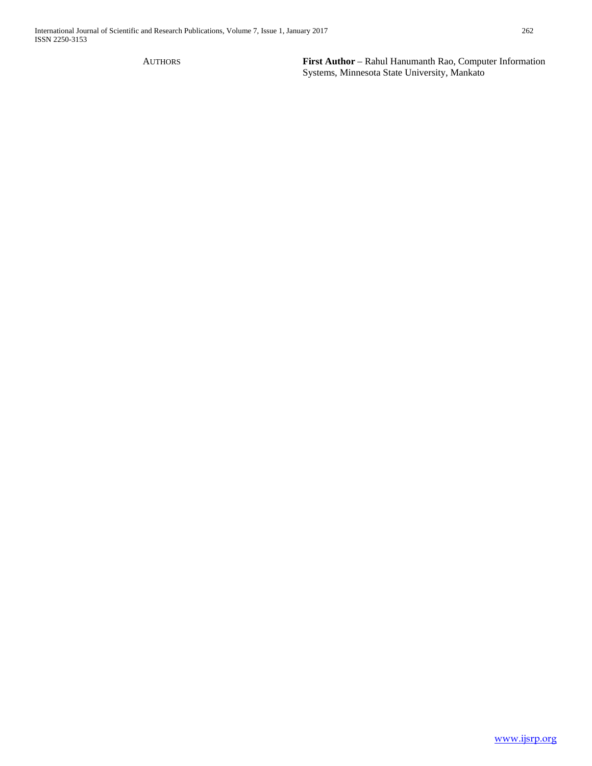## AUTHORS

**First Author** – Rahul Hanumanth Rao, Computer Information Systems, Minnesota State University, Mankato